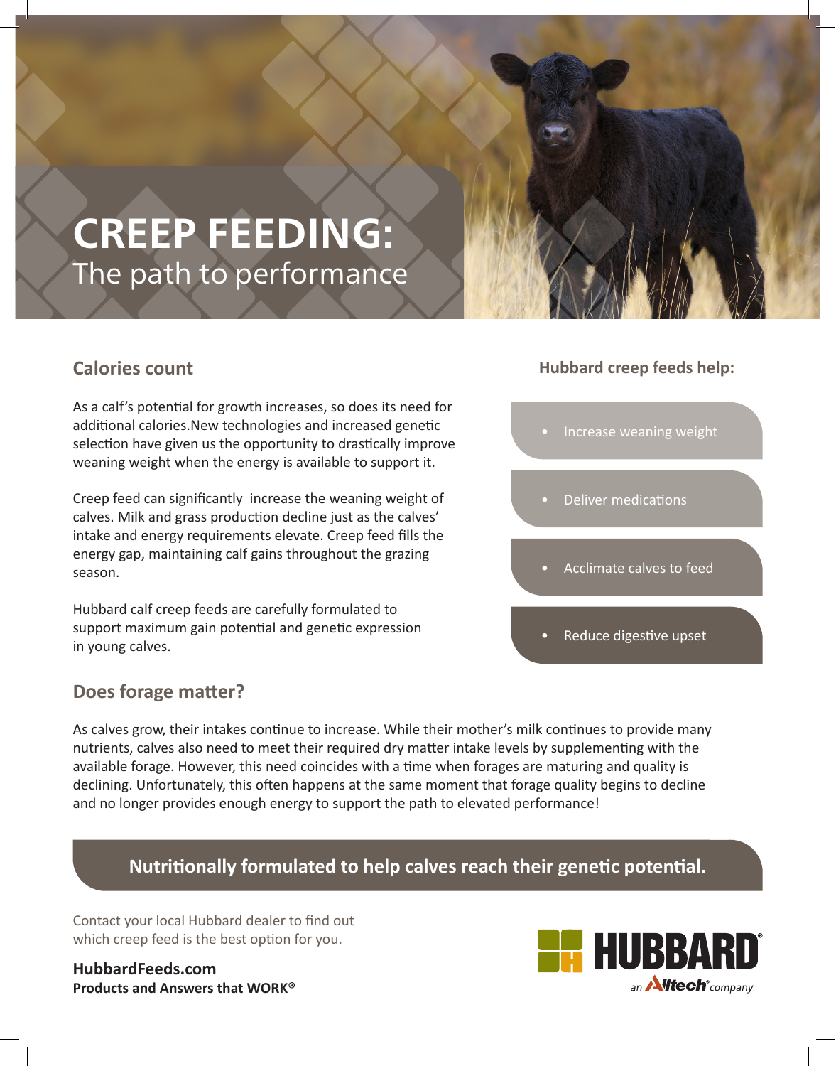# CREEP FEEDING:
## The path to performance

## Calories count

As a calf's potential for growth increases, so does its need for additional calories.New technologies and increased genetic selection have given us the opportunity to drastically improve weaning weight when the energy is available to support it.

Creep feed can significantly increase the weaning weight of calves. Milk and grass production decline just as the calves' intake and energy requirements elevate. Creep feed fills the energy gap, maintaining calf gains throughout the grazing season.

Hubbard calf creep feeds are carefully formulated to support maximum gain potential and genetic expression in young calves.

### Hubbard creep feeds help:

- Increase weaning weight
- Deliver medications
- Acclimate calves to feed
- Reduce digestive upset

## Does forage matter?

As calves grow, their intakes continue to increase. While their mother's milk continues to provide many nutrients, calves also need to meet their required dry matter intake levels by supplementing with the available forage. However, this need coincides with a time when forages are maturing and quality is declining. Unfortunately, this often happens at the same moment that forage quality begins to decline and no longer provides enough energy to support the path to elevated performance!

**Nutritionally formulated to help calves reach their genetic potential.**

Contact your local Hubbard dealer to find out which creep feed is the best option for you.

**HubbardFeeds.com**
**Products and Answers that WORK®**

HUBBARD® an Alltech® company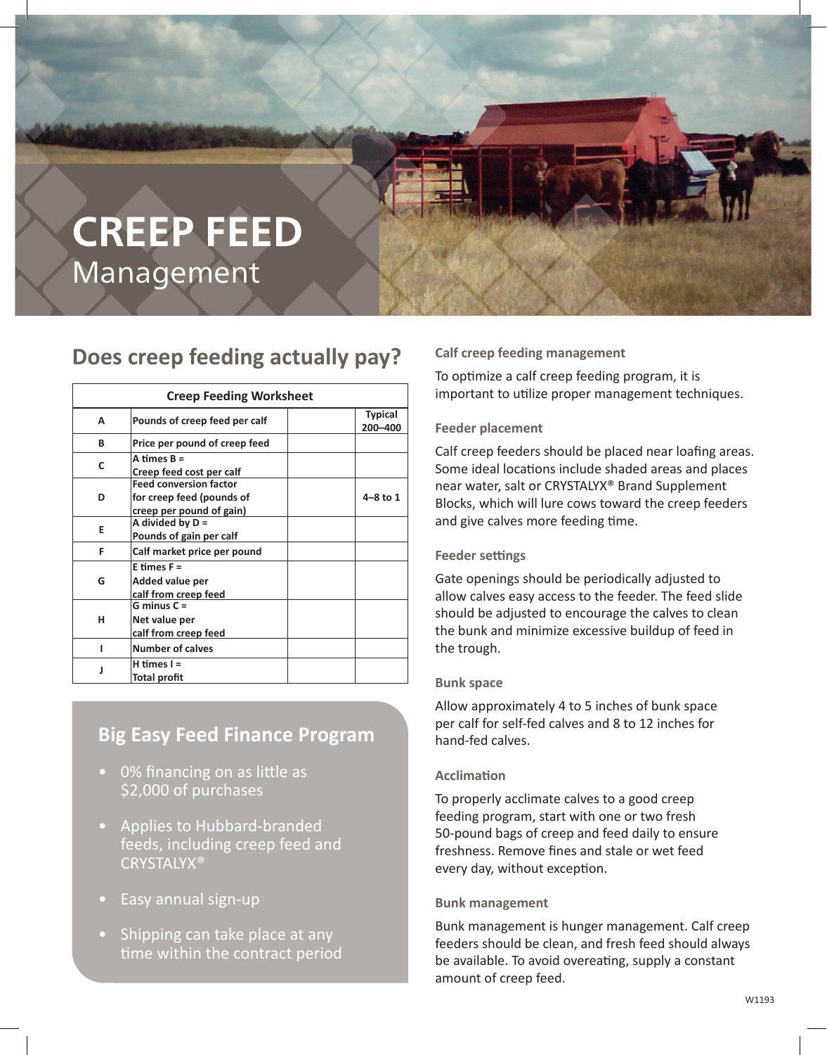# CREEP FEED
Management

## Does creep feeding actually pay?

| Creep Feeding Worksheet | | | |
|---|---|---|---|
| A | Pounds of creep feed per calf | | Typical 200–400 |
| B | Price per pound of creep feed | | |
| C | A times B = Creep feed cost per calf | | |
| D | Feed conversion factor for creep feed (pounds of creep per pound of gain) | | 4–8 to 1 |
| E | A divided by D = Pounds of gain per calf | | |
| F | Calf market price per pound | | |
| G | E times F = Added value per calf from creep feed | | |
| H | G minus C = Net value per calf from creep feed | | |
| I | Number of calves | | |
| J | H times I = Total profit | | |

### Big Easy Feed Finance Program

- 0% financing on as little as $2,000 of purchases
- Applies to Hubbard-branded feeds, including creep feed and CRYSTALYX®
- Easy annual sign-up
- Shipping can take place at any time within the contract period

### Calf creep feeding management

To optimize a calf creep feeding program, it is important to utilize proper management techniques.

#### Feeder placement

Calf creep feeders should be placed near loafing areas. Some ideal locations include shaded areas and places near water, salt or CRYSTALYX® Brand Supplement Blocks, which will lure cows toward the creep feeders and give calves more feeding time.

#### Feeder settings

Gate openings should be periodically adjusted to allow calves easy access to the feeder. The feed slide should be adjusted to encourage the calves to clean the bunk and minimize excessive buildup of feed in the trough.

#### Bunk space

Allow approximately 4 to 5 inches of bunk space per calf for self-fed calves and 8 to 12 inches for hand-fed calves.

#### Acclimation

To properly acclimate calves to a good creep feeding program, start with one or two fresh 50-pound bags of creep and feed daily to ensure freshness. Remove fines and stale or wet feed every day, without exception.

#### Bunk management

Bunk management is hunger management. Calf creep feeders should be clean, and fresh feed should always be available. To avoid overeating, supply a constant amount of creep feed.

W1193